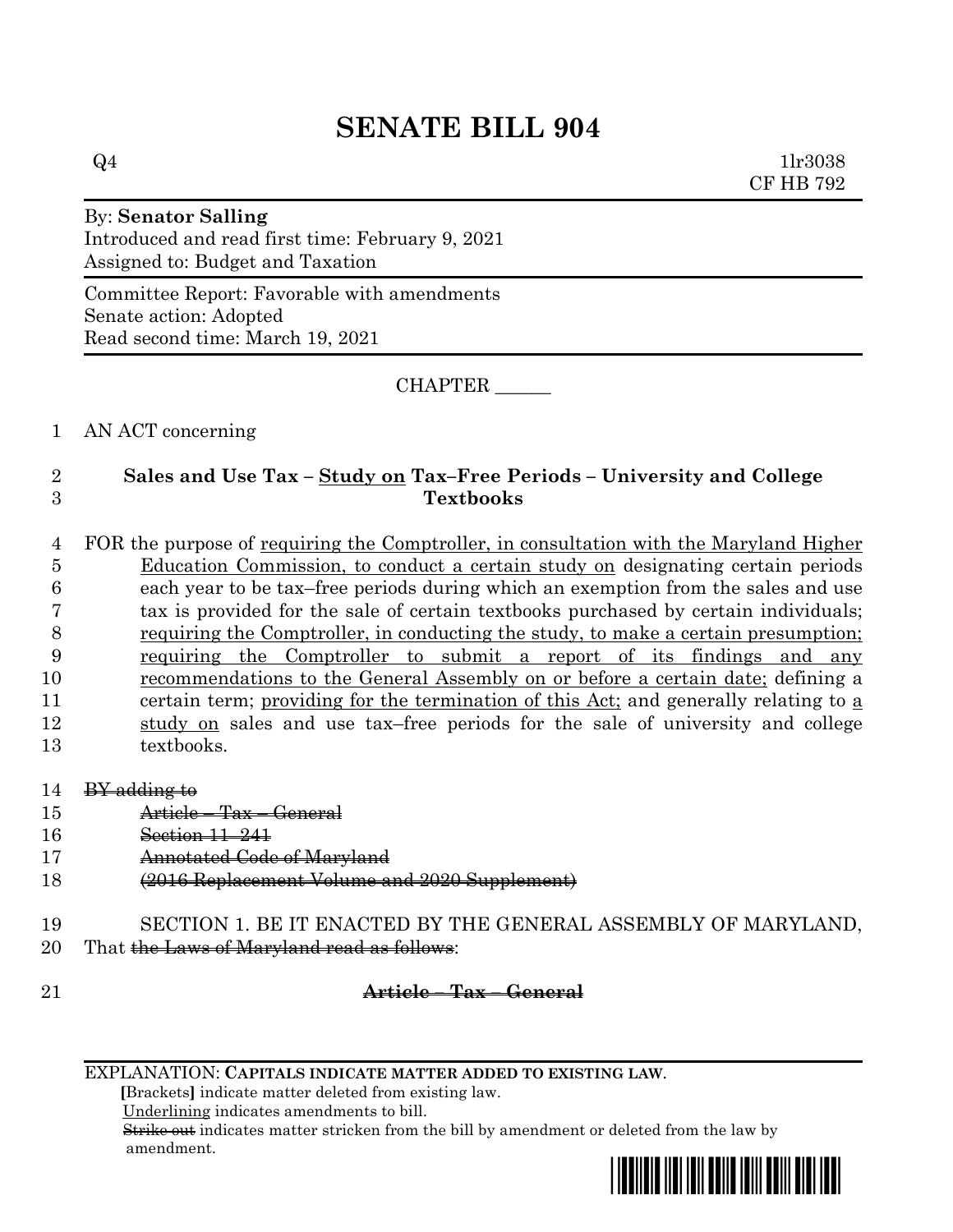# SENATE BILL 904

Q4 1lr3038
CF HB 792

By: **Senator Salling**
Introduced and read first time: February 9, 2021
Assigned to: Budget and Taxation

Committee Report: Favorable with amendments
Senate action: Adopted
Read second time: March 19, 2021

CHAPTER ______

1 AN ACT concerning

2 **Sales and Use Tax – Study on Tax–Free Periods – University and College**
3 **Textbooks**

4 FOR the purpose of requiring the Comptroller, in consultation with the Maryland Higher
5 Education Commission, to conduct a certain study on designating certain periods
6 each year to be tax–free periods during which an exemption from the sales and use
7 tax is provided for the sale of certain textbooks purchased by certain individuals;
8 requiring the Comptroller, in conducting the study, to make a certain presumption;
9 requiring the Comptroller to submit a report of its findings and any
10 recommendations to the General Assembly on or before a certain date; defining a
11 certain term; providing for the termination of this Act; and generally relating to a
12 study on sales and use tax–free periods for the sale of university and college
13 textbooks.

14 ~~BY adding to~~
15 ~~Article – Tax – General~~
16 ~~Section 11–241~~
17 ~~Annotated Code of Maryland~~
18 ~~(2016 Replacement Volume and 2020 Supplement)~~

19 SECTION 1. BE IT ENACTED BY THE GENERAL ASSEMBLY OF MARYLAND,
20 That ~~the Laws of Maryland read as follows~~:

21 ~~**Article – Tax – General**~~

EXPLANATION: **CAPITALS INDICATE MATTER ADDED TO EXISTING LAW.**
[Brackets] indicate matter deleted from existing law.
Underlining indicates amendments to bill.
~~Strike out~~ indicates matter stricken from the bill by amendment or deleted from the law by amendment.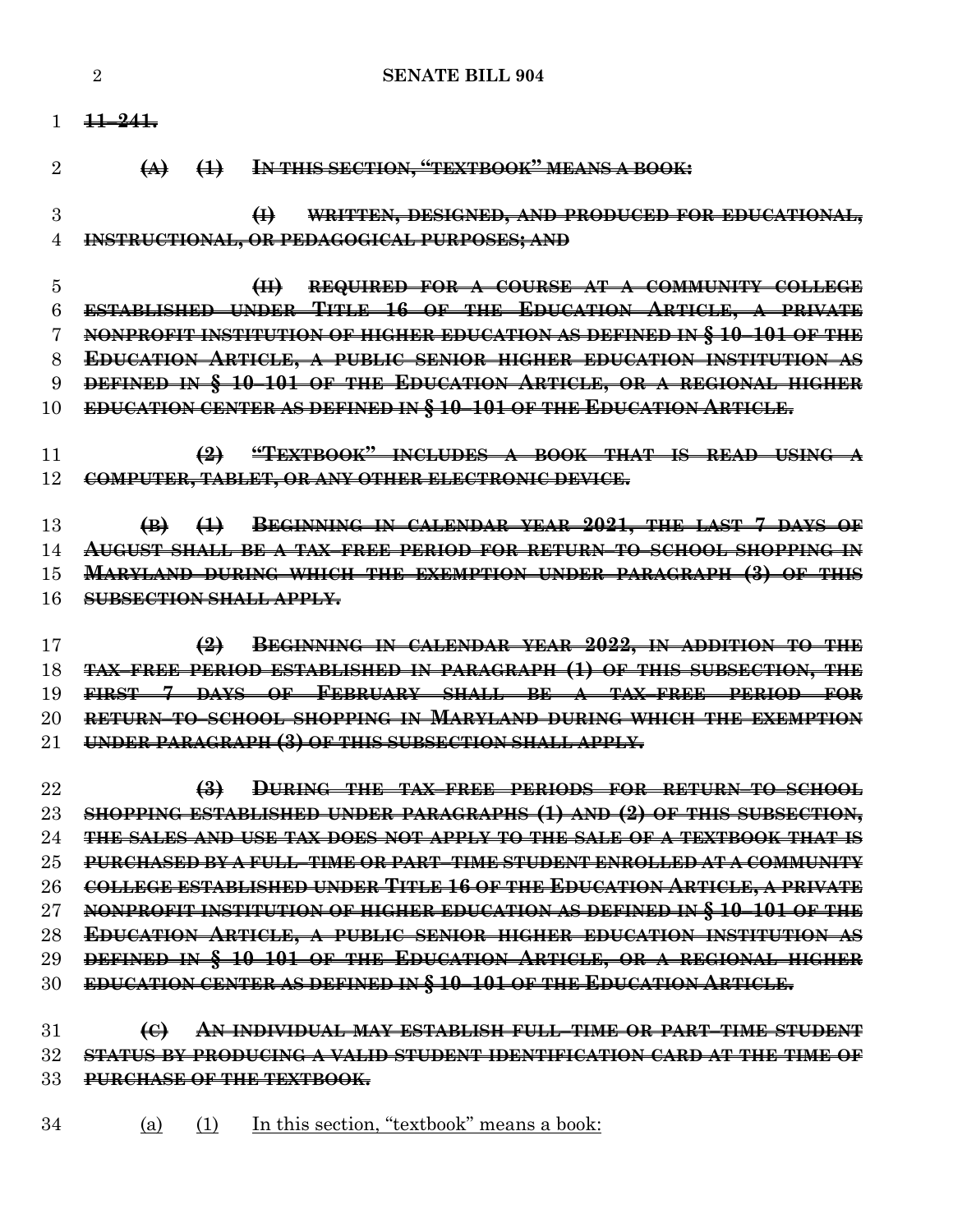~~**11–241.**~~

~~**(A) (1) IN THIS SECTION, "TEXTBOOK" MEANS A BOOK:**~~

~~**(I) WRITTEN, DESIGNED, AND PRODUCED FOR EDUCATIONAL, INSTRUCTIONAL, OR PEDAGOGICAL PURPOSES; AND**~~

~~**(II) REQUIRED FOR A COURSE AT A COMMUNITY COLLEGE ESTABLISHED UNDER TITLE 16 OF THE EDUCATION ARTICLE, A PRIVATE NONPROFIT INSTITUTION OF HIGHER EDUCATION AS DEFINED IN § 10–101 OF THE EDUCATION ARTICLE, A PUBLIC SENIOR HIGHER EDUCATION INSTITUTION AS DEFINED IN § 10–101 OF THE EDUCATION ARTICLE, OR A REGIONAL HIGHER EDUCATION CENTER AS DEFINED IN § 10–101 OF THE EDUCATION ARTICLE.**~~

~~**(2) "TEXTBOOK" INCLUDES A BOOK THAT IS READ USING A COMPUTER, TABLET, OR ANY OTHER ELECTRONIC DEVICE.**~~

~~**(B) (1) BEGINNING IN CALENDAR YEAR 2021, THE LAST 7 DAYS OF AUGUST SHALL BE A TAX–FREE PERIOD FOR RETURN–TO–SCHOOL SHOPPING IN MARYLAND DURING WHICH THE EXEMPTION UNDER PARAGRAPH (3) OF THIS SUBSECTION SHALL APPLY.**~~

~~**(2) BEGINNING IN CALENDAR YEAR 2022, IN ADDITION TO THE TAX–FREE PERIOD ESTABLISHED IN PARAGRAPH (1) OF THIS SUBSECTION, THE FIRST 7 DAYS OF FEBRUARY SHALL BE A TAX–FREE PERIOD FOR RETURN–TO–SCHOOL SHOPPING IN MARYLAND DURING WHICH THE EXEMPTION UNDER PARAGRAPH (3) OF THIS SUBSECTION SHALL APPLY.**~~

~~**(3) DURING THE TAX–FREE PERIODS FOR RETURN–TO–SCHOOL SHOPPING ESTABLISHED UNDER PARAGRAPHS (1) AND (2) OF THIS SUBSECTION, THE SALES AND USE TAX DOES NOT APPLY TO THE SALE OF A TEXTBOOK THAT IS PURCHASED BY A FULL–TIME OR PART–TIME STUDENT ENROLLED AT A COMMUNITY COLLEGE ESTABLISHED UNDER TITLE 16 OF THE EDUCATION ARTICLE, A PRIVATE NONPROFIT INSTITUTION OF HIGHER EDUCATION AS DEFINED IN § 10–101 OF THE EDUCATION ARTICLE, A PUBLIC SENIOR HIGHER EDUCATION INSTITUTION AS DEFINED IN § 10–101 OF THE EDUCATION ARTICLE, OR A REGIONAL HIGHER EDUCATION CENTER AS DEFINED IN § 10–101 OF THE EDUCATION ARTICLE.**~~

~~**(C) AN INDIVIDUAL MAY ESTABLISH FULL–TIME OR PART–TIME STUDENT STATUS BY PRODUCING A VALID STUDENT IDENTIFICATION CARD AT THE TIME OF PURCHASE OF THE TEXTBOOK.**~~

<u>(a) (1) In this section, "textbook" means a book:</u>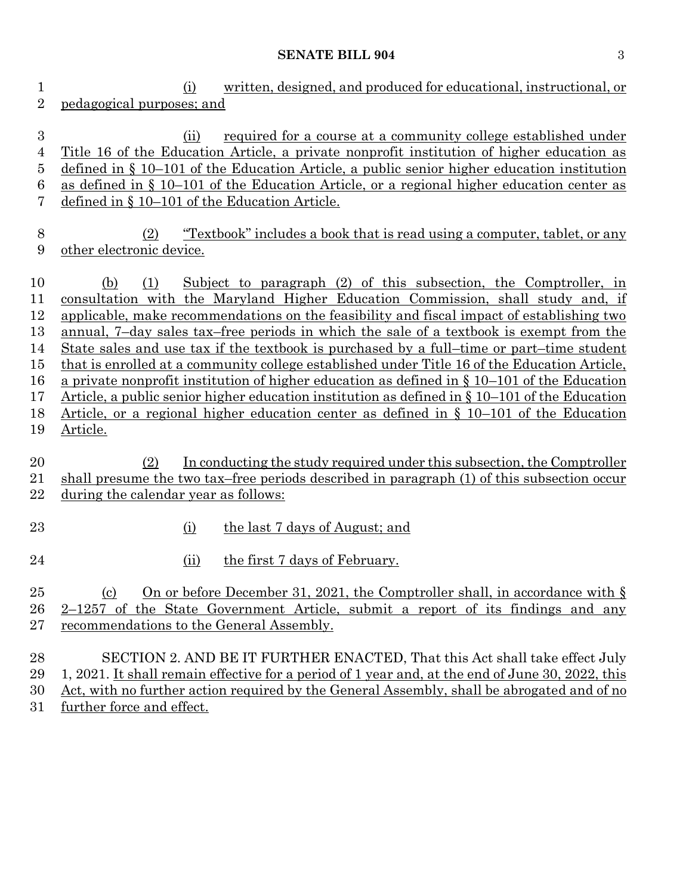(i) written, designed, and produced for educational, instructional, or pedagogical purposes; and

(ii) required for a course at a community college established under Title 16 of the Education Article, a private nonprofit institution of higher education as defined in § 10–101 of the Education Article, a public senior higher education institution as defined in § 10–101 of the Education Article, or a regional higher education center as defined in § 10–101 of the Education Article.

(2) "Textbook" includes a book that is read using a computer, tablet, or any other electronic device.

(b) (1) Subject to paragraph (2) of this subsection, the Comptroller, in consultation with the Maryland Higher Education Commission, shall study and, if applicable, make recommendations on the feasibility and fiscal impact of establishing two annual, 7–day sales tax–free periods in which the sale of a textbook is exempt from the State sales and use tax if the textbook is purchased by a full–time or part–time student that is enrolled at a community college established under Title 16 of the Education Article, a private nonprofit institution of higher education as defined in § 10–101 of the Education Article, a public senior higher education institution as defined in § 10–101 of the Education Article, or a regional higher education center as defined in § 10–101 of the Education Article.

(2) In conducting the study required under this subsection, the Comptroller shall presume the two tax–free periods described in paragraph (1) of this subsection occur during the calendar year as follows:

(i) the last 7 days of August; and

(ii) the first 7 days of February.

(c) On or before December 31, 2021, the Comptroller shall, in accordance with § 2–1257 of the State Government Article, submit a report of its findings and any recommendations to the General Assembly.

SECTION 2. AND BE IT FURTHER ENACTED, That this Act shall take effect July 1, 2021. It shall remain effective for a period of 1 year and, at the end of June 30, 2022, this Act, with no further action required by the General Assembly, shall be abrogated and of no further force and effect.